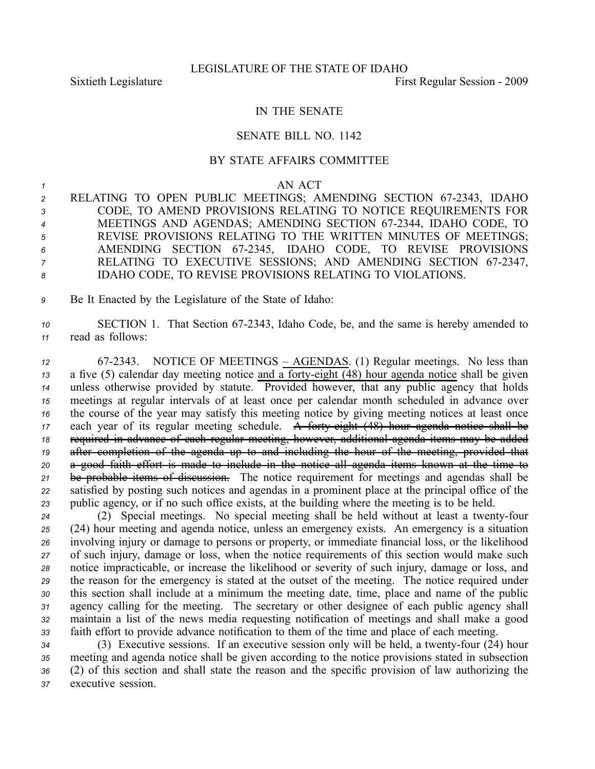LEGISLATURE OF THE STATE OF IDAHO

Sixtieth Legislature First Regular Session - 2009

IN THE SENATE

SENATE BILL NO. 1142

BY STATE AFFAIRS COMMITTEE

AN ACT

RELATING TO OPEN PUBLIC MEETINGS; AMENDING SECTION 67-2343, IDAHO CODE, TO AMEND PROVISIONS RELATING TO NOTICE REQUIREMENTS FOR MEETINGS AND AGENDAS; AMENDING SECTION 67-2344, IDAHO CODE, TO REVISE PROVISIONS RELATING TO THE WRITTEN MINUTES OF MEETINGS; AMENDING SECTION 67-2345, IDAHO CODE, TO REVISE PROVISIONS RELATING TO EXECUTIVE SESSIONS; AND AMENDING SECTION 67-2347, IDAHO CODE, TO REVISE PROVISIONS RELATING TO VIOLATIONS.

Be It Enacted by the Legislature of the State of Idaho:

SECTION 1. That Section 67-2343, Idaho Code, be, and the same is hereby amended to read as follows:

67-2343. NOTICE OF MEETINGS – AGENDAS. (1) Regular meetings. No less than a five (5) calendar day meeting notice and a forty-eight (48) hour agenda notice shall be given unless otherwise provided by statute. Provided however, that any public agency that holds meetings at regular intervals of at least once per calendar month scheduled in advance over the course of the year may satisfy this meeting notice by giving meeting notices at least once each year of its regular meeting schedule. ~~A forty-eight (48) hour agenda notice shall be required in advance of each regular meeting, however, additional agenda items may be added after completion of the agenda up to and including the hour of the meeting, provided that a good faith effort is made to include in the notice all agenda items known at the time to be probable items of discussion.~~ The notice requirement for meetings and agendas shall be satisfied by posting such notices and agendas in a prominent place at the principal office of the public agency, or if no such office exists, at the building where the meeting is to be held.

(2) Special meetings. No special meeting shall be held without at least a twenty-four (24) hour meeting and agenda notice, unless an emergency exists. An emergency is a situation involving injury or damage to persons or property, or immediate financial loss, or the likelihood of such injury, damage or loss, when the notice requirements of this section would make such notice impracticable, or increase the likelihood or severity of such injury, damage or loss, and the reason for the emergency is stated at the outset of the meeting. The notice required under this section shall include at a minimum the meeting date, time, place and name of the public agency calling for the meeting. The secretary or other designee of each public agency shall maintain a list of the news media requesting notification of meetings and shall make a good faith effort to provide advance notification to them of the time and place of each meeting.

(3) Executive sessions. If an executive session only will be held, a twenty-four (24) hour meeting and agenda notice shall be given according to the notice provisions stated in subsection (2) of this section and shall state the reason and the specific provision of law authorizing the executive session.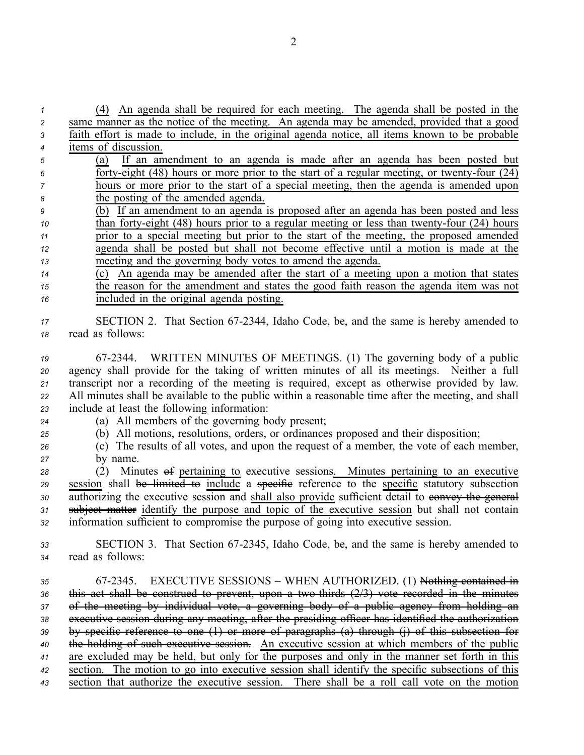(4) An agenda shall be required for each meeting. The agenda shall be posted in the same manner as the notice of the meeting. An agenda may be amended, provided that a good faith effort is made to include, in the original agenda notice, all items known to be probable items of discussion.

(a) If an amendment to an agenda is made after an agenda has been posted but forty-eight (48) hours or more prior to the start of a regular meeting, or twenty-four (24) hours or more prior to the start of a special meeting, then the agenda is amended upon the posting of the amended agenda.

(b) If an amendment to an agenda is proposed after an agenda has been posted and less than forty-eight (48) hours prior to a regular meeting or less than twenty-four (24) hours prior to a special meeting but prior to the start of the meeting, the proposed amended agenda shall be posted but shall not become effective until a motion is made at the meeting and the governing body votes to amend the agenda.

(c) An agenda may be amended after the start of a meeting upon a motion that states the reason for the amendment and states the good faith reason the agenda item was not included in the original agenda posting.

SECTION 2. That Section 67-2344, Idaho Code, be, and the same is hereby amended to read as follows:

67-2344. WRITTEN MINUTES OF MEETINGS. (1) The governing body of a public agency shall provide for the taking of written minutes of all its meetings. Neither a full transcript nor a recording of the meeting is required, except as otherwise provided by law. All minutes shall be available to the public within a reasonable time after the meeting, and shall include at least the following information:

(a) All members of the governing body present;

(b) All motions, resolutions, orders, or ordinances proposed and their disposition;

(c) The results of all votes, and upon the request of a member, the vote of each member, by name.

(2) Minutes ~~of~~ pertaining to executive sessions. Minutes pertaining to an executive session shall ~~be limited to~~ include a ~~specific~~ reference to the specific statutory subsection authorizing the executive session and shall also provide sufficient detail to ~~convey the general subject matter~~ identify the purpose and topic of the executive session but shall not contain information sufficient to compromise the purpose of going into executive session.

SECTION 3. That Section 67-2345, Idaho Code, be, and the same is hereby amended to read as follows:

67-2345. EXECUTIVE SESSIONS – WHEN AUTHORIZED. (1) ~~Nothing contained in this act shall be construed to prevent, upon a two-thirds (2/3) vote recorded in the minutes of the meeting by individual vote, a governing body of a public agency from holding an executive session during any meeting, after the presiding officer has identified the authorization by specific reference to one (1) or more of paragraphs (a) through (j) of this subsection for the holding of such executive session.~~ An executive session at which members of the public are excluded may be held, but only for the purposes and only in the manner set forth in this section. The motion to go into executive session shall identify the specific subsections of this section that authorize the executive session. There shall be a roll call vote on the motion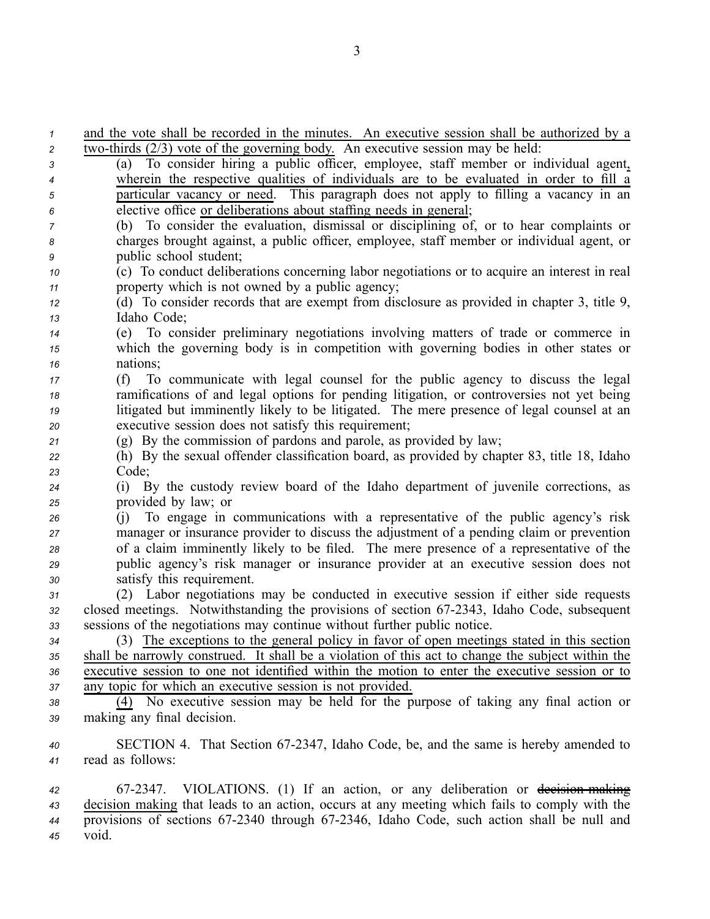and the vote shall be recorded in the minutes. An executive session shall be authorized by a two-thirds (2/3) vote of the governing body. An executive session may be held:

(a) To consider hiring a public officer, employee, staff member or individual agent, wherein the respective qualities of individuals are to be evaluated in order to fill a particular vacancy or need. This paragraph does not apply to filling a vacancy in an elective office or deliberations about staffing needs in general;

(b) To consider the evaluation, dismissal or disciplining of, or to hear complaints or charges brought against, a public officer, employee, staff member or individual agent, or public school student;

(c) To conduct deliberations concerning labor negotiations or to acquire an interest in real property which is not owned by a public agency;

(d) To consider records that are exempt from disclosure as provided in chapter 3, title 9, Idaho Code;

(e) To consider preliminary negotiations involving matters of trade or commerce in which the governing body is in competition with governing bodies in other states or nations;

(f) To communicate with legal counsel for the public agency to discuss the legal ramifications of and legal options for pending litigation, or controversies not yet being litigated but imminently likely to be litigated. The mere presence of legal counsel at an executive session does not satisfy this requirement;

(g) By the commission of pardons and parole, as provided by law;

(h) By the sexual offender classification board, as provided by chapter 83, title 18, Idaho Code;

(i) By the custody review board of the Idaho department of juvenile corrections, as provided by law; or

(j) To engage in communications with a representative of the public agency's risk manager or insurance provider to discuss the adjustment of a pending claim or prevention of a claim imminently likely to be filed. The mere presence of a representative of the public agency's risk manager or insurance provider at an executive session does not satisfy this requirement.

(2) Labor negotiations may be conducted in executive session if either side requests closed meetings. Notwithstanding the provisions of section 67-2343, Idaho Code, subsequent sessions of the negotiations may continue without further public notice.

(3) The exceptions to the general policy in favor of open meetings stated in this section shall be narrowly construed. It shall be a violation of this act to change the subject within the executive session to one not identified within the motion to enter the executive session or to any topic for which an executive session is not provided.

(4) No executive session may be held for the purpose of taking any final action or making any final decision.

SECTION 4. That Section 67-2347, Idaho Code, be, and the same is hereby amended to read as follows:

67-2347. VIOLATIONS. (1) If an action, or any deliberation or ~~decision-making~~ decision making that leads to an action, occurs at any meeting which fails to comply with the provisions of sections 67-2340 through 67-2346, Idaho Code, such action shall be null and void.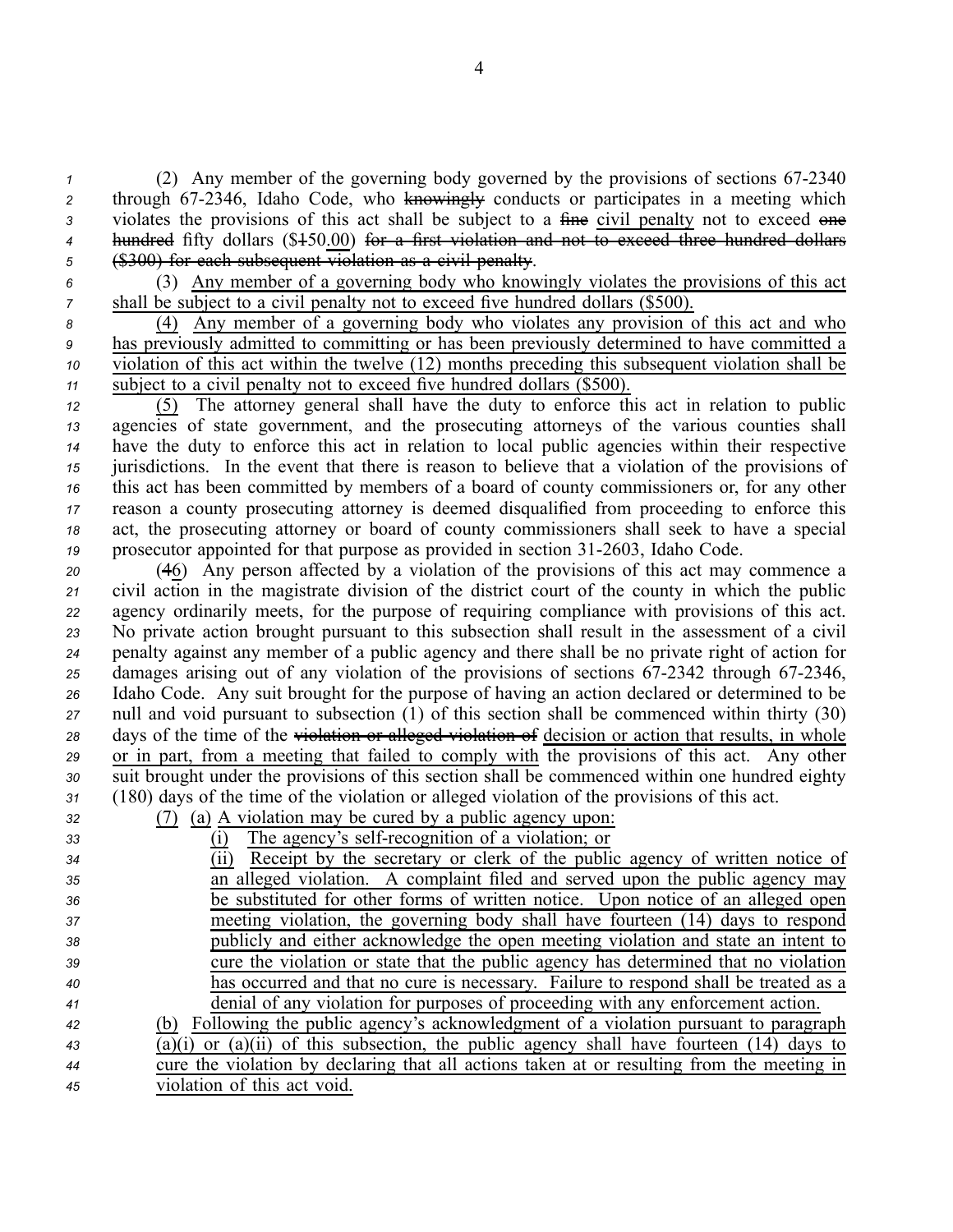(2) Any member of the governing body governed by the provisions of sections 67-2340 through 67-2346, Idaho Code, who ~~knowingly~~ conducts or participates in a meeting which violates the provisions of this act shall be subject to a ~~fine~~ <u>civil penalty</u> not to exceed ~~one hundred~~ fifty dollars ($~~1~~50<u>.00</u>) ~~for a first violation and not to exceed three hundred dollars ($300) for each subsequent violation as a civil penalty~~.

(3) <u>Any member of a governing body who knowingly violates the provisions of this act shall be subject to a civil penalty not to exceed five hundred dollars ($500).</u>

<u>(4) Any member of a governing body who violates any provision of this act and who has previously admitted to committing or has been previously determined to have committed a violation of this act within the twelve (12) months preceding this subsequent violation shall be subject to a civil penalty not to exceed five hundred dollars ($500).</u>

<u>(5)</u> The attorney general shall have the duty to enforce this act in relation to public agencies of state government, and the prosecuting attorneys of the various counties shall have the duty to enforce this act in relation to local public agencies within their respective jurisdictions. In the event that there is reason to believe that a violation of the provisions of this act has been committed by members of a board of county commissioners or, for any other reason a county prosecuting attorney is deemed disqualified from proceeding to enforce this act, the prosecuting attorney or board of county commissioners shall seek to have a special prosecutor appointed for that purpose as provided in section 31-2603, Idaho Code.

(~~4~~<u>6</u>) Any person affected by a violation of the provisions of this act may commence a civil action in the magistrate division of the district court of the county in which the public agency ordinarily meets, for the purpose of requiring compliance with provisions of this act. No private action brought pursuant to this subsection shall result in the assessment of a civil penalty against any member of a public agency and there shall be no private right of action for damages arising out of any violation of the provisions of sections 67-2342 through 67-2346, Idaho Code. Any suit brought for the purpose of having an action declared or determined to be null and void pursuant to subsection (1) of this section shall be commenced within thirty (30) days of the time of the ~~violation or alleged violation of~~ <u>decision or action that results, in whole or in part, from a meeting that failed to comply with</u> the provisions of this act. Any other suit brought under the provisions of this section shall be commenced within one hundred eighty (180) days of the time of the violation or alleged violation of the provisions of this act.

<u>(7) (a) A violation may be cured by a public agency upon:</u>

<u>(i) The agency's self-recognition of a violation; or</u>

<u>(ii) Receipt by the secretary or clerk of the public agency of written notice of an alleged violation. A complaint filed and served upon the public agency may be substituted for other forms of written notice. Upon notice of an alleged open meeting violation, the governing body shall have fourteen (14) days to respond publicly and either acknowledge the open meeting violation and state an intent to cure the violation or state that the public agency has determined that no violation has occurred and that no cure is necessary. Failure to respond shall be treated as a denial of any violation for purposes of proceeding with any enforcement action.</u>

<u>(b) Following the public agency's acknowledgment of a violation pursuant to paragraph (a)(i) or (a)(ii) of this subsection, the public agency shall have fourteen (14) days to cure the violation by declaring that all actions taken at or resulting from the meeting in violation of this act void.</u>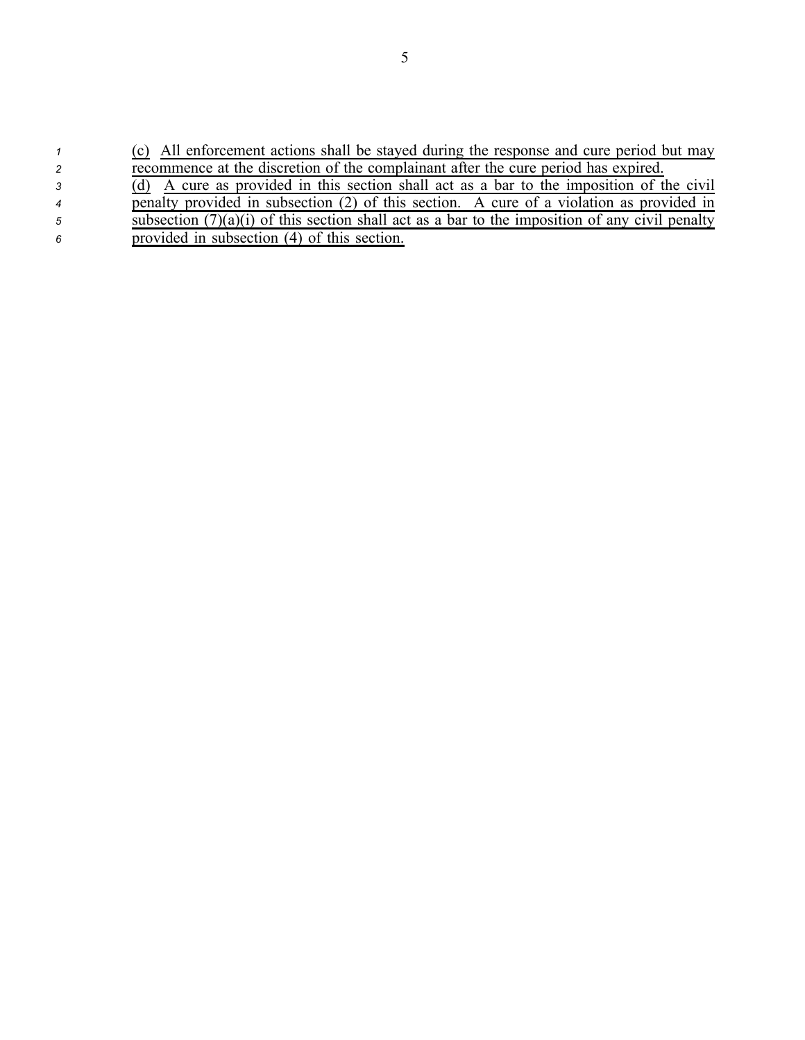(c) All enforcement actions shall be stayed during the response and cure period but may recommence at the discretion of the complainant after the cure period has expired.

(d) A cure as provided in this section shall act as a bar to the imposition of the civil penalty provided in subsection (2) of this section. A cure of a violation as provided in subsection (7)(a)(i) of this section shall act as a bar to the imposition of any civil penalty provided in subsection (4) of this section.